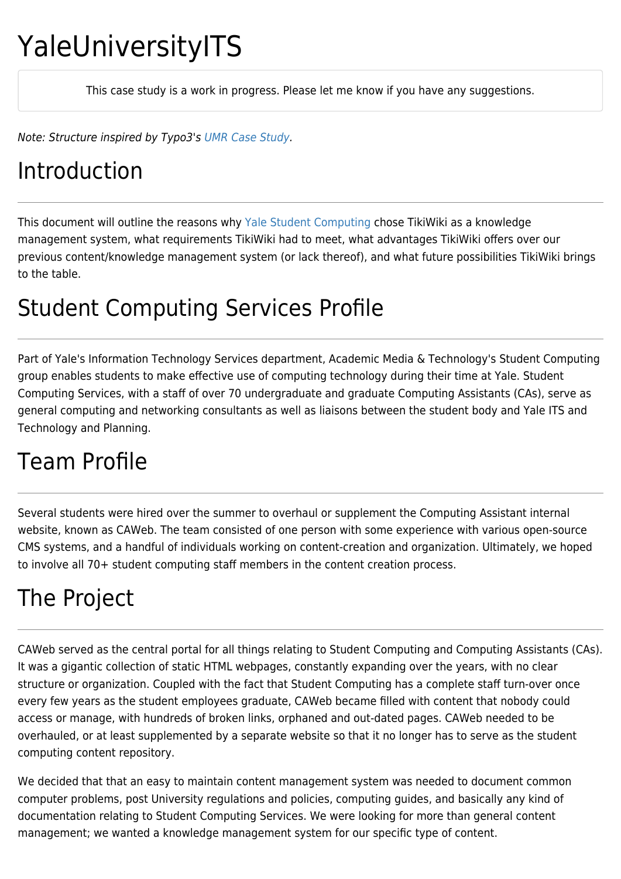# YaleUniversityITS

This case study is a work in progress. Please let me know if you have any suggestions.

*Note: Structure inspired by Typo3's UMR Case Study.*

## Introduction

This document will outline the reasons why Yale Student Computing chose TikiWiki as a knowledge management system, what requirements TikiWiki had to meet, what advantages TikiWiki offers over our previous content/knowledge management system (or lack thereof), and what future possibilities TikiWiki brings to the table.

## Student Computing Services Profile

Part of Yale's Information Technology Services department, Academic Media & Technology's Student Computing group enables students to make effective use of computing technology during their time at Yale. Student Computing Services, with a staff of over 70 undergraduate and graduate Computing Assistants (CAs), serve as general computing and networking consultants as well as liaisons between the student body and Yale ITS and Technology and Planning.

## Team Profile

Several students were hired over the summer to overhaul or supplement the Computing Assistant internal website, known as CAWeb. The team consisted of one person with some experience with various open-source CMS systems, and a handful of individuals working on content-creation and organization. Ultimately, we hoped to involve all 70+ student computing staff members in the content creation process.

## The Project

CAWeb served as the central portal for all things relating to Student Computing and Computing Assistants (CAs). It was a gigantic collection of static HTML webpages, constantly expanding over the years, with no clear structure or organization. Coupled with the fact that Student Computing has a complete staff turn-over once every few years as the student employees graduate, CAWeb became filled with content that nobody could access or manage, with hundreds of broken links, orphaned and out-dated pages. CAWeb needed to be overhauled, or at least supplemented by a separate website so that it no longer has to serve as the student computing content repository.

We decided that that an easy to maintain content management system was needed to document common computer problems, post University regulations and policies, computing guides, and basically any kind of documentation relating to Student Computing Services. We were looking for more than general content management; we wanted a knowledge management system for our specific type of content.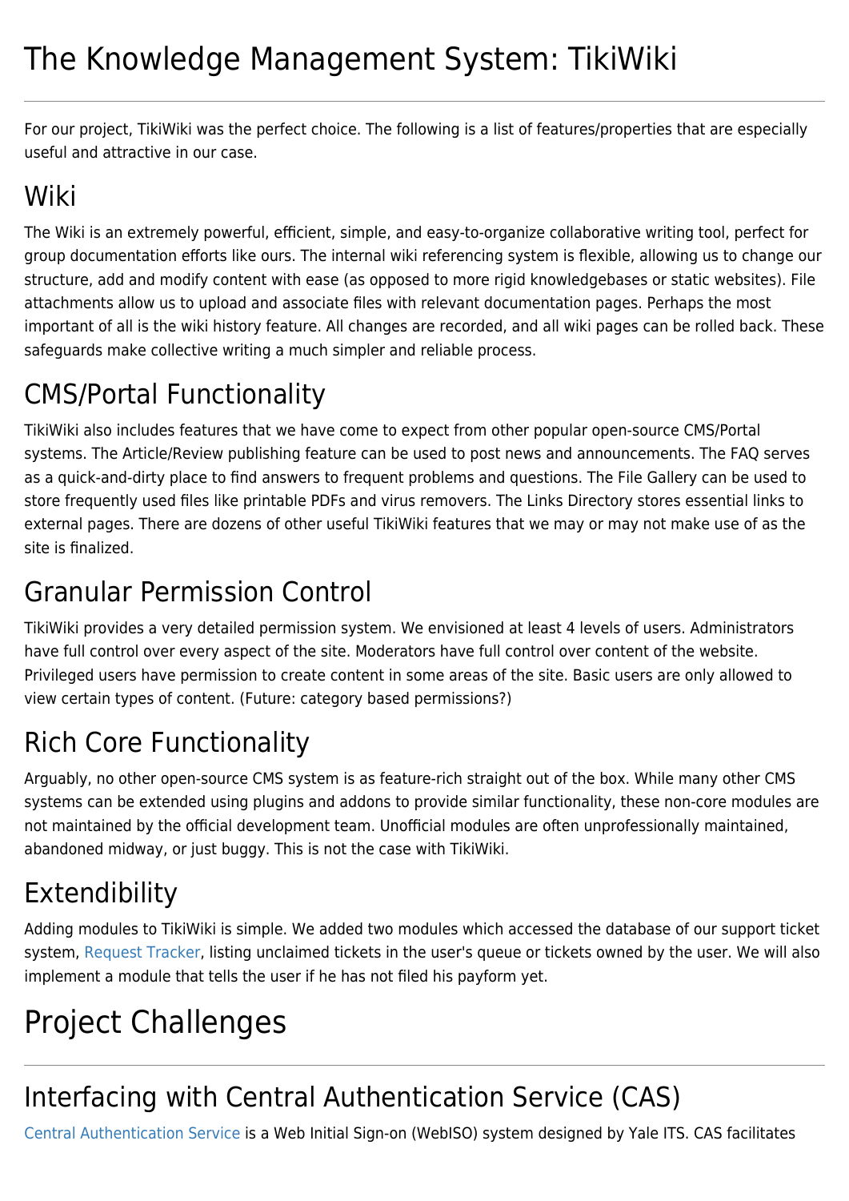# The Knowledge Management System: TikiWiki

For our project, TikiWiki was the perfect choice. The following is a list of features/properties that are especially useful and attractive in our case.

## Wiki

The Wiki is an extremely powerful, efficient, simple, and easy-to-organize collaborative writing tool, perfect for group documentation efforts like ours. The internal wiki referencing system is flexible, allowing us to change our structure, add and modify content with ease (as opposed to more rigid knowledgebases or static websites). File attachments allow us to upload and associate files with relevant documentation pages. Perhaps the most important of all is the wiki history feature. All changes are recorded, and all wiki pages can be rolled back. These safeguards make collective writing a much simpler and reliable process.

## CMS/Portal Functionality

TikiWiki also includes features that we have come to expect from other popular open-source CMS/Portal systems. The Article/Review publishing feature can be used to post news and announcements. The FAQ serves as a quick-and-dirty place to find answers to frequent problems and questions. The File Gallery can be used to store frequently used files like printable PDFs and virus removers. The Links Directory stores essential links to external pages. There are dozens of other useful TikiWiki features that we may or may not make use of as the site is finalized.

## Granular Permission Control

TikiWiki provides a very detailed permission system. We envisioned at least 4 levels of users. Administrators have full control over every aspect of the site. Moderators have full control over content of the website. Privileged users have permission to create content in some areas of the site. Basic users are only allowed to view certain types of content. (Future: category based permissions?)

## Rich Core Functionality

Arguably, no other open-source CMS system is as feature-rich straight out of the box. While many other CMS systems can be extended using plugins and addons to provide similar functionality, these non-core modules are not maintained by the official development team. Unofficial modules are often unprofessionally maintained, abandoned midway, or just buggy. This is not the case with TikiWiki.

## Extendibility

Adding modules to TikiWiki is simple. We added two modules which accessed the database of our support ticket system, Request Tracker, listing unclaimed tickets in the user's queue or tickets owned by the user. We will also implement a module that tells the user if he has not filed his payform yet.

# Project Challenges

## Interfacing with Central Authentication Service (CAS)

Central Authentication Service is a Web Initial Sign-on (WebISO) system designed by Yale ITS. CAS facilitates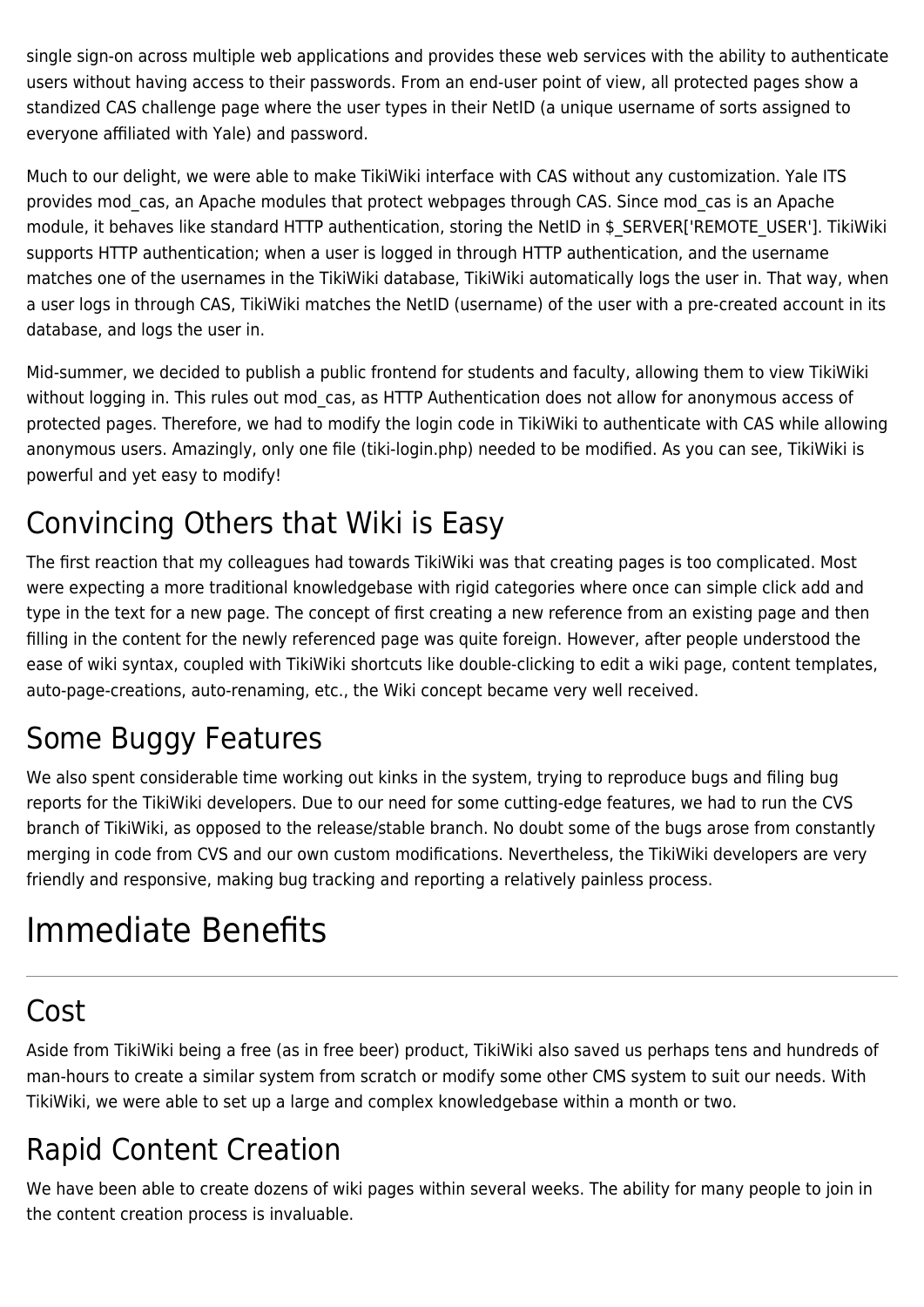single sign-on across multiple web applications and provides these web services with the ability to authenticate users without having access to their passwords. From an end-user point of view, all protected pages show a standized CAS challenge page where the user types in their NetID (a unique username of sorts assigned to everyone affiliated with Yale) and password.

Much to our delight, we were able to make TikiWiki interface with CAS without any customization. Yale ITS provides mod_cas, an Apache modules that protect webpages through CAS. Since mod_cas is an Apache module, it behaves like standard HTTP authentication, storing the NetID in $_SERVER['REMOTE_USER']. TikiWiki supports HTTP authentication; when a user is logged in through HTTP authentication, and the username matches one of the usernames in the TikiWiki database, TikiWiki automatically logs the user in. That way, when a user logs in through CAS, TikiWiki matches the NetID (username) of the user with a pre-created account in its database, and logs the user in.

Mid-summer, we decided to publish a public frontend for students and faculty, allowing them to view TikiWiki without logging in. This rules out mod_cas, as HTTP Authentication does not allow for anonymous access of protected pages. Therefore, we had to modify the login code in TikiWiki to authenticate with CAS while allowing anonymous users. Amazingly, only one file (tiki-login.php) needed to be modified. As you can see, TikiWiki is powerful and yet easy to modify!

## Convincing Others that Wiki is Easy

The first reaction that my colleagues had towards TikiWiki was that creating pages is too complicated. Most were expecting a more traditional knowledgebase with rigid categories where once can simple click add and type in the text for a new page. The concept of first creating a new reference from an existing page and then filling in the content for the newly referenced page was quite foreign. However, after people understood the ease of wiki syntax, coupled with TikiWiki shortcuts like double-clicking to edit a wiki page, content templates, auto-page-creations, auto-renaming, etc., the Wiki concept became very well received.

## Some Buggy Features

We also spent considerable time working out kinks in the system, trying to reproduce bugs and filing bug reports for the TikiWiki developers. Due to our need for some cutting-edge features, we had to run the CVS branch of TikiWiki, as opposed to the release/stable branch. No doubt some of the bugs arose from constantly merging in code from CVS and our own custom modifications. Nevertheless, the TikiWiki developers are very friendly and responsive, making bug tracking and reporting a relatively painless process.

# Immediate Benefits

## Cost

Aside from TikiWiki being a free (as in free beer) product, TikiWiki also saved us perhaps tens and hundreds of man-hours to create a similar system from scratch or modify some other CMS system to suit our needs. With TikiWiki, we were able to set up a large and complex knowledgebase within a month or two.

## Rapid Content Creation

We have been able to create dozens of wiki pages within several weeks. The ability for many people to join in the content creation process is invaluable.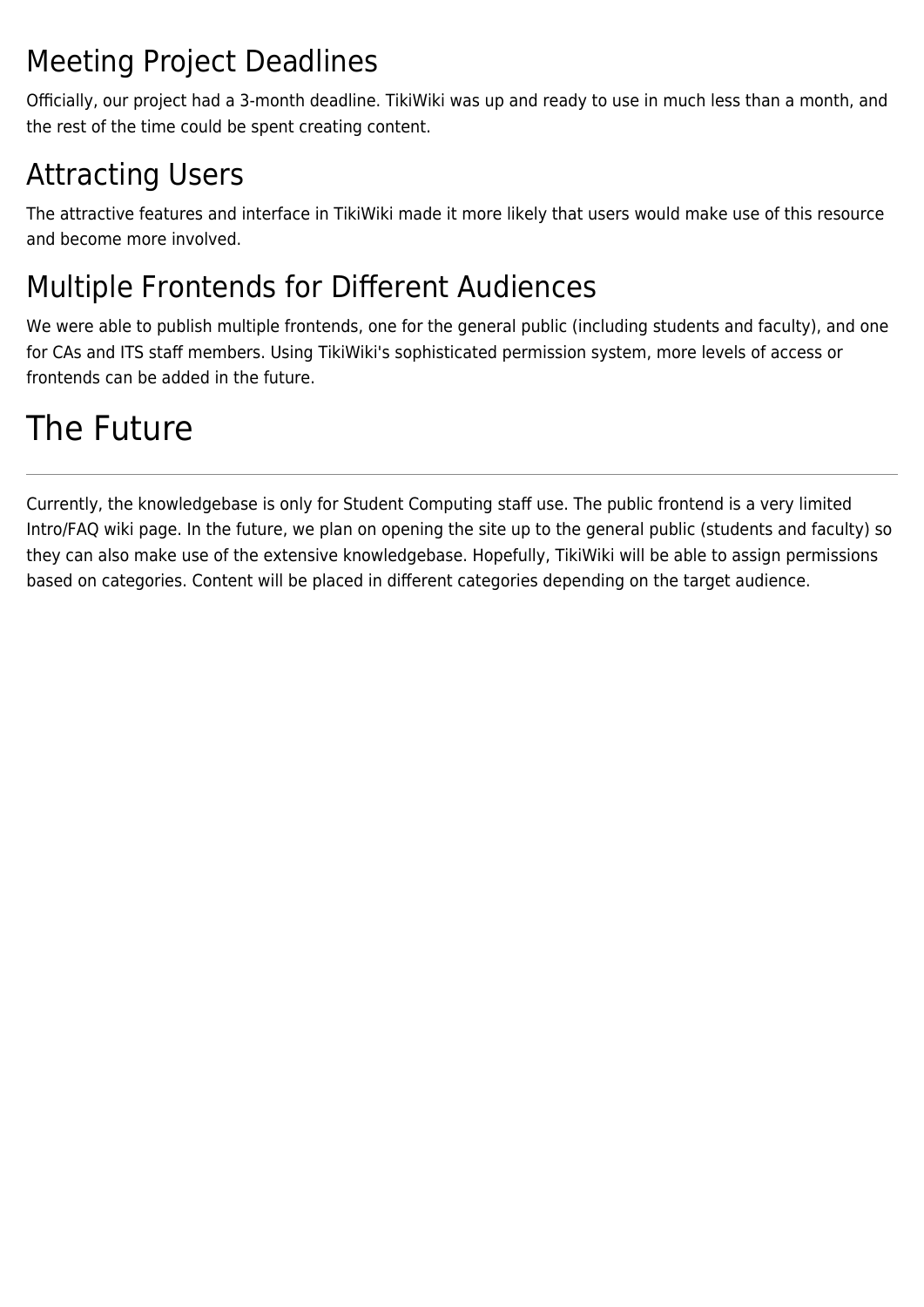### Meeting Project Deadlines

Officially, our project had a 3-month deadline. TikiWiki was up and ready to use in much less than a month, and the rest of the time could be spent creating content.

### Attracting Users

The attractive features and interface in TikiWiki made it more likely that users would make use of this resource and become more involved.

### Multiple Frontends for Different Audiences

We were able to publish multiple frontends, one for the general public (including students and faculty), and one for CAs and ITS staff members. Using TikiWiki's sophisticated permission system, more levels of access or frontends can be added in the future.

## The Future

---

Currently, the knowledgebase is only for Student Computing staff use. The public frontend is a very limited Intro/FAQ wiki page. In the future, we plan on opening the site up to the general public (students and faculty) so they can also make use of the extensive knowledgebase. Hopefully, TikiWiki will be able to assign permissions based on categories. Content will be placed in different categories depending on the target audience.